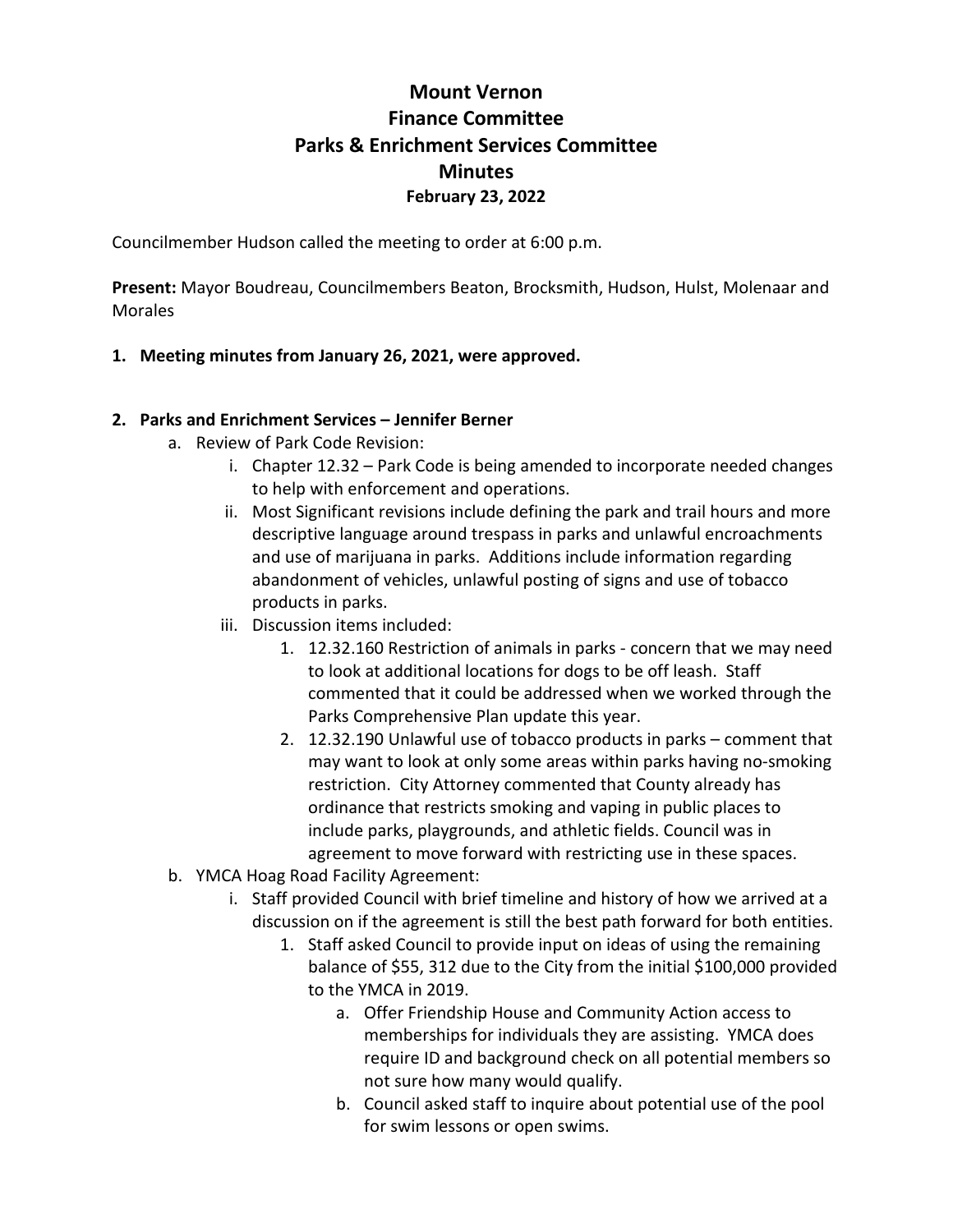# Mount Vernon
# Finance Committee
# Parks & Enrichment Services Committee
# Minutes
### February 23, 2022

Councilmember Hudson called the meeting to order at 6:00 p.m.

**Present:** Mayor Boudreau, Councilmembers Beaton, Brocksmith, Hudson, Hulst, Molenaar and Morales

**1. Meeting minutes from January 26, 2021, were approved.**

**2. Parks and Enrichment Services – Jennifer Berner**

a. Review of Park Code Revision:

   i. Chapter 12.32 – Park Code is being amended to incorporate needed changes to help with enforcement and operations.

   ii. Most Significant revisions include defining the park and trail hours and more descriptive language around trespass in parks and unlawful encroachments and use of marijuana in parks. Additions include information regarding abandonment of vehicles, unlawful posting of signs and use of tobacco products in parks.

   iii. Discussion items included:

      1. 12.32.160 Restriction of animals in parks - concern that we may need to look at additional locations for dogs to be off leash. Staff commented that it could be addressed when we worked through the Parks Comprehensive Plan update this year.

      2. 12.32.190 Unlawful use of tobacco products in parks – comment that may want to look at only some areas within parks having no-smoking restriction. City Attorney commented that County already has ordinance that restricts smoking and vaping in public places to include parks, playgrounds, and athletic fields. Council was in agreement to move forward with restricting use in these spaces.

b. YMCA Hoag Road Facility Agreement:

   i. Staff provided Council with brief timeline and history of how we arrived at a discussion on if the agreement is still the best path forward for both entities.

      1. Staff asked Council to provide input on ideas of using the remaining balance of $55, 312 due to the City from the initial $100,000 provided to the YMCA in 2019.

         a. Offer Friendship House and Community Action access to memberships for individuals they are assisting. YMCA does require ID and background check on all potential members so not sure how many would qualify.

         b. Council asked staff to inquire about potential use of the pool for swim lessons or open swims.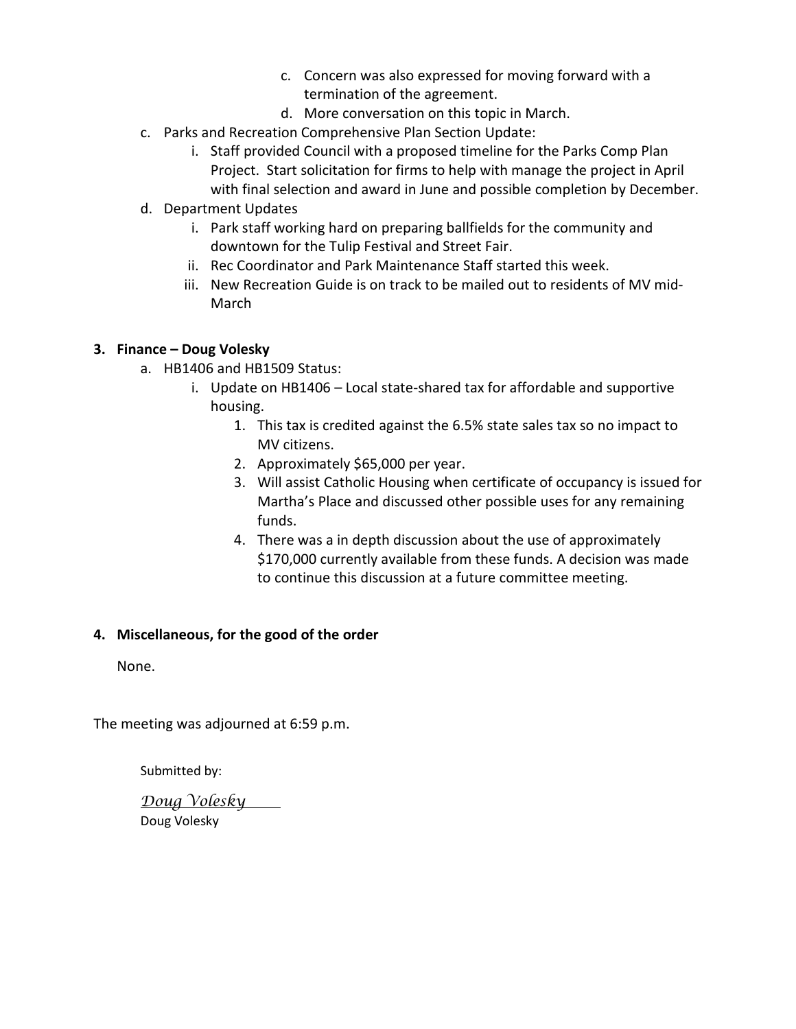c. Concern was also expressed for moving forward with a termination of the agreement.
d. More conversation on this topic in March.

c. Parks and Recreation Comprehensive Plan Section Update:
   i. Staff provided Council with a proposed timeline for the Parks Comp Plan Project. Start solicitation for firms to help with manage the project in April with final selection and award in June and possible completion by December.

d. Department Updates
   i. Park staff working hard on preparing ballfields for the community and downtown for the Tulip Festival and Street Fair.
   ii. Rec Coordinator and Park Maintenance Staff started this week.
   iii. New Recreation Guide is on track to be mailed out to residents of MV mid-March

**3. Finance – Doug Volesky**

a. HB1406 and HB1509 Status:
   i. Update on HB1406 – Local state-shared tax for affordable and supportive housing.
      1. This tax is credited against the 6.5% state sales tax so no impact to MV citizens.
      2. Approximately $65,000 per year.
      3. Will assist Catholic Housing when certificate of occupancy is issued for Martha's Place and discussed other possible uses for any remaining funds.
      4. There was a in depth discussion about the use of approximately $170,000 currently available from these funds. A decision was made to continue this discussion at a future committee meeting.

**4. Miscellaneous, for the good of the order**

None.

The meeting was adjourned at 6:59 p.m.

Submitted by:

*Doug Volesky*

Doug Volesky